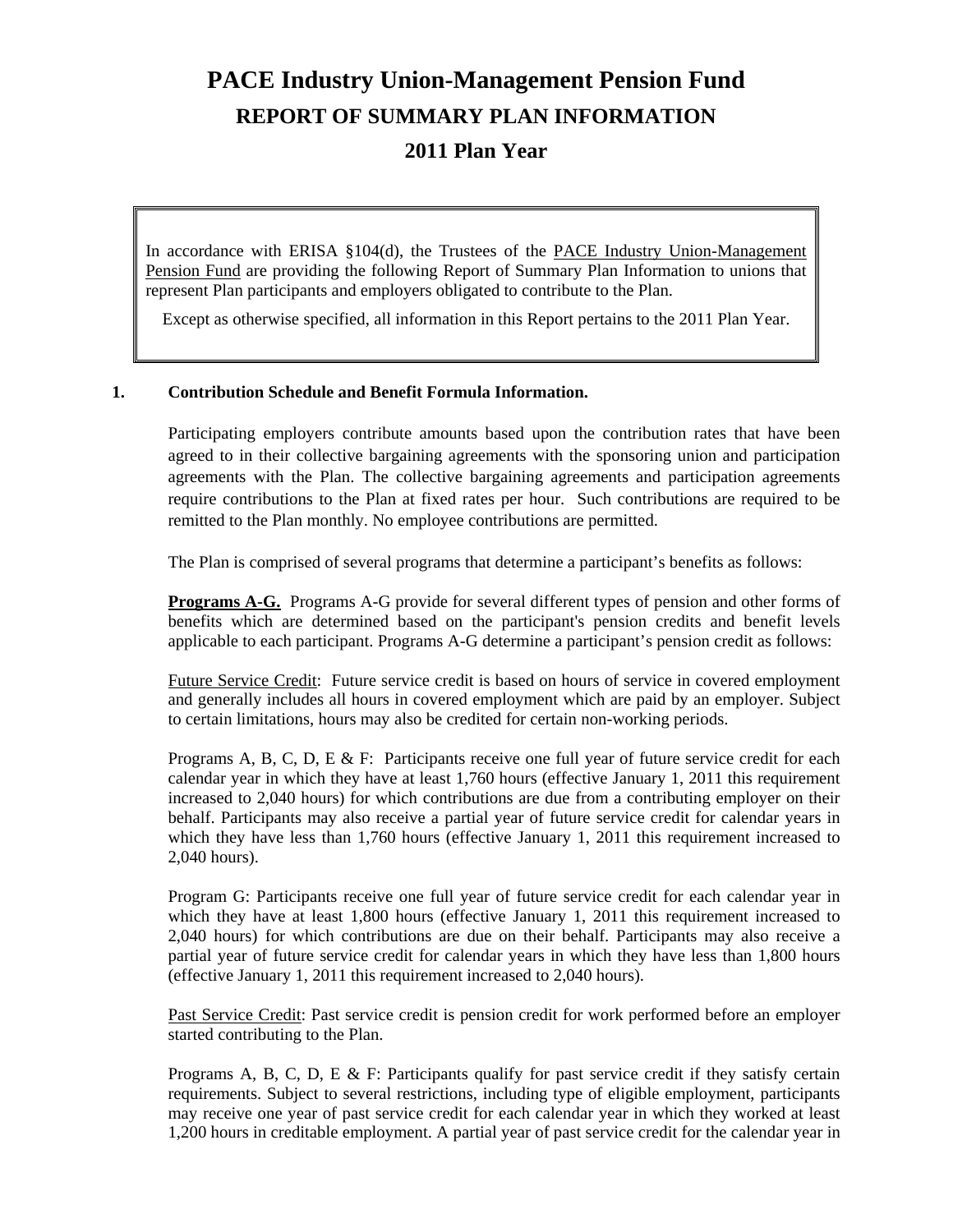# PACE Industry Union-Management Pension Fund

## REPORT OF SUMMARY PLAN INFORMATION

## 2011 Plan Year

In accordance with ERISA §104(d), the Trustees of the PACE Industry Union-Management Pension Fund are providing the following Report of Summary Plan Information to unions that represent Plan participants and employers obligated to contribute to the Plan.

Except as otherwise specified, all information in this Report pertains to the 2011 Plan Year.

### 1. Contribution Schedule and Benefit Formula Information.

Participating employers contribute amounts based upon the contribution rates that have been agreed to in their collective bargaining agreements with the sponsoring union and participation agreements with the Plan. The collective bargaining agreements and participation agreements require contributions to the Plan at fixed rates per hour. Such contributions are required to be remitted to the Plan monthly. No employee contributions are permitted.

The Plan is comprised of several programs that determine a participant's benefits as follows:

**Programs A-G.** Programs A-G provide for several different types of pension and other forms of benefits which are determined based on the participant's pension credits and benefit levels applicable to each participant. Programs A-G determine a participant's pension credit as follows:

Future Service Credit: Future service credit is based on hours of service in covered employment and generally includes all hours in covered employment which are paid by an employer. Subject to certain limitations, hours may also be credited for certain non-working periods.

Programs A, B, C, D, E & F: Participants receive one full year of future service credit for each calendar year in which they have at least 1,760 hours (effective January 1, 2011 this requirement increased to 2,040 hours) for which contributions are due from a contributing employer on their behalf. Participants may also receive a partial year of future service credit for calendar years in which they have less than 1,760 hours (effective January 1, 2011 this requirement increased to 2,040 hours).

Program G: Participants receive one full year of future service credit for each calendar year in which they have at least 1,800 hours (effective January 1, 2011 this requirement increased to 2,040 hours) for which contributions are due on their behalf. Participants may also receive a partial year of future service credit for calendar years in which they have less than 1,800 hours (effective January 1, 2011 this requirement increased to 2,040 hours).

Past Service Credit: Past service credit is pension credit for work performed before an employer started contributing to the Plan.

Programs A, B, C, D, E & F: Participants qualify for past service credit if they satisfy certain requirements. Subject to several restrictions, including type of eligible employment, participants may receive one year of past service credit for each calendar year in which they worked at least 1,200 hours in creditable employment. A partial year of past service credit for the calendar year in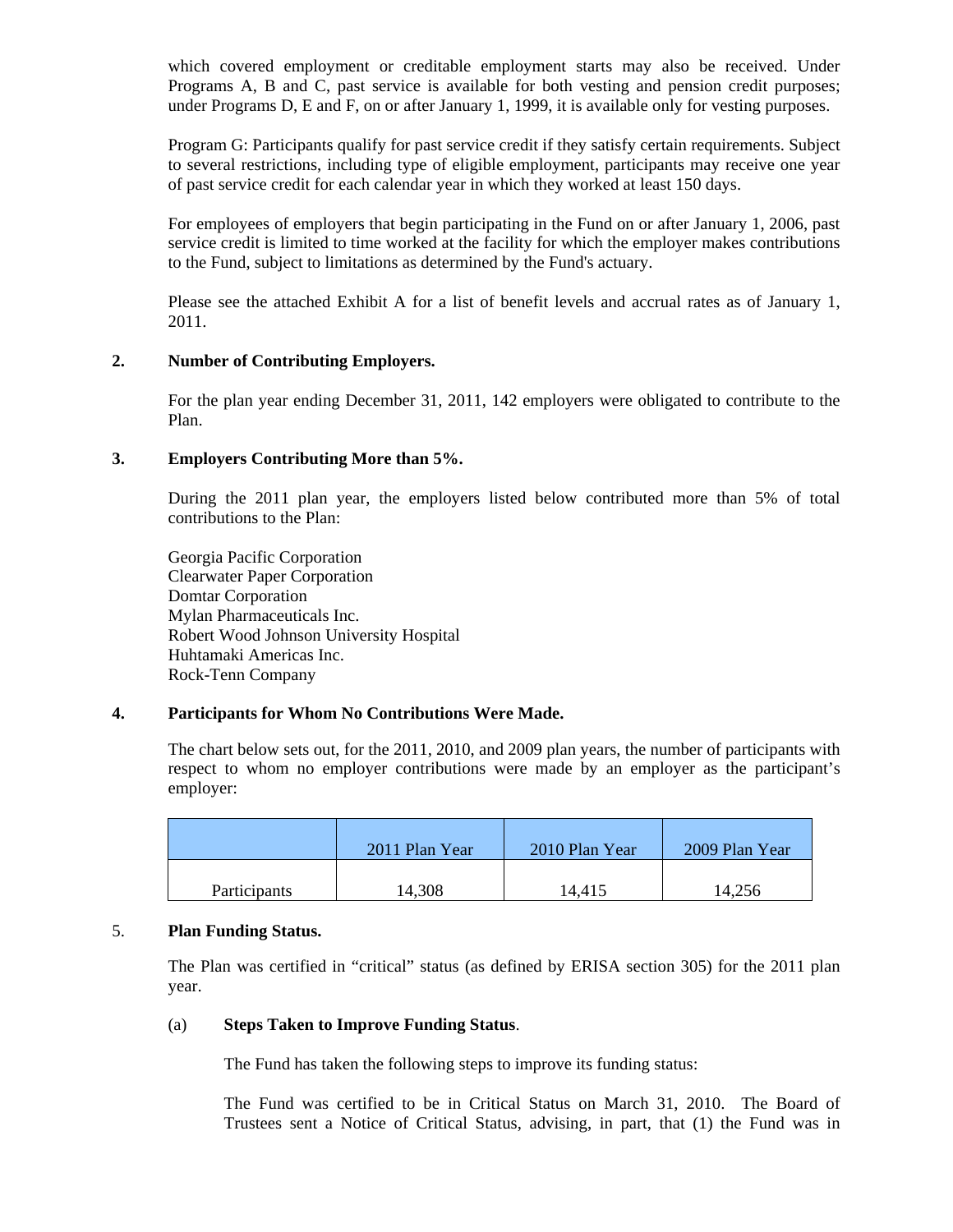which covered employment or creditable employment starts may also be received. Under Programs A, B and C, past service is available for both vesting and pension credit purposes; under Programs D, E and F, on or after January 1, 1999, it is available only for vesting purposes.

Program G: Participants qualify for past service credit if they satisfy certain requirements. Subject to several restrictions, including type of eligible employment, participants may receive one year of past service credit for each calendar year in which they worked at least 150 days.

For employees of employers that begin participating in the Fund on or after January 1, 2006, past service credit is limited to time worked at the facility for which the employer makes contributions to the Fund, subject to limitations as determined by the Fund's actuary.

Please see the attached Exhibit A for a list of benefit levels and accrual rates as of January 1, 2011.

**2. Number of Contributing Employers.**

For the plan year ending December 31, 2011, 142 employers were obligated to contribute to the Plan.

**3. Employers Contributing More than 5%.**

During the 2011 plan year, the employers listed below contributed more than 5% of total contributions to the Plan:

Georgia Pacific Corporation
Clearwater Paper Corporation
Domtar Corporation
Mylan Pharmaceuticals Inc.
Robert Wood Johnson University Hospital
Huhtamaki Americas Inc.
Rock-Tenn Company

**4. Participants for Whom No Contributions Were Made.**

The chart below sets out, for the 2011, 2010, and 2009 plan years, the number of participants with respect to whom no employer contributions were made by an employer as the participant's employer:

| | 2011 Plan Year | 2010 Plan Year | 2009 Plan Year |
|---|---|---|---|
| Participants | 14,308 | 14,415 | 14,256 |

5. **Plan Funding Status.**

The Plan was certified in "critical" status (as defined by ERISA section 305) for the 2011 plan year.

(a) **Steps Taken to Improve Funding Status**.

The Fund has taken the following steps to improve its funding status:

The Fund was certified to be in Critical Status on March 31, 2010. The Board of Trustees sent a Notice of Critical Status, advising, in part, that (1) the Fund was in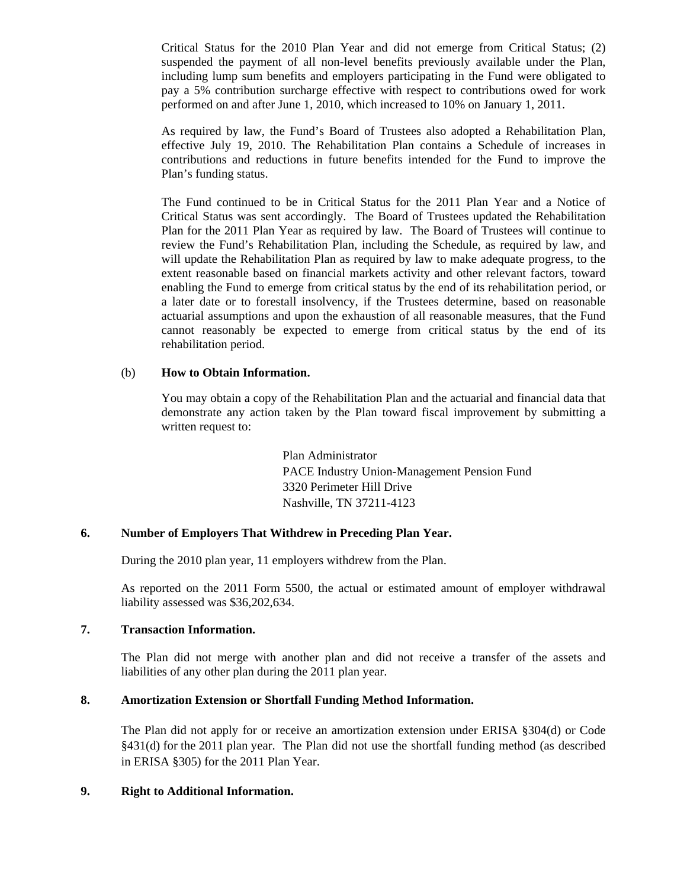Critical Status for the 2010 Plan Year and did not emerge from Critical Status; (2) suspended the payment of all non-level benefits previously available under the Plan, including lump sum benefits and employers participating in the Fund were obligated to pay a 5% contribution surcharge effective with respect to contributions owed for work performed on and after June 1, 2010, which increased to 10% on January 1, 2011.

As required by law, the Fund's Board of Trustees also adopted a Rehabilitation Plan, effective July 19, 2010. The Rehabilitation Plan contains a Schedule of increases in contributions and reductions in future benefits intended for the Fund to improve the Plan's funding status.

The Fund continued to be in Critical Status for the 2011 Plan Year and a Notice of Critical Status was sent accordingly. The Board of Trustees updated the Rehabilitation Plan for the 2011 Plan Year as required by law. The Board of Trustees will continue to review the Fund's Rehabilitation Plan, including the Schedule, as required by law, and will update the Rehabilitation Plan as required by law to make adequate progress, to the extent reasonable based on financial markets activity and other relevant factors, toward enabling the Fund to emerge from critical status by the end of its rehabilitation period, or a later date or to forestall insolvency, if the Trustees determine, based on reasonable actuarial assumptions and upon the exhaustion of all reasonable measures, that the Fund cannot reasonably be expected to emerge from critical status by the end of its rehabilitation period.

(b) **How to Obtain Information.**

You may obtain a copy of the Rehabilitation Plan and the actuarial and financial data that demonstrate any action taken by the Plan toward fiscal improvement by submitting a written request to:

Plan Administrator
PACE Industry Union-Management Pension Fund
3320 Perimeter Hill Drive
Nashville, TN 37211-4123

## 6. Number of Employers That Withdrew in Preceding Plan Year.

During the 2010 plan year, 11 employers withdrew from the Plan.

As reported on the 2011 Form 5500, the actual or estimated amount of employer withdrawal liability assessed was $36,202,634.

## 7. Transaction Information.

The Plan did not merge with another plan and did not receive a transfer of the assets and liabilities of any other plan during the 2011 plan year.

## 8. Amortization Extension or Shortfall Funding Method Information.

The Plan did not apply for or receive an amortization extension under ERISA §304(d) or Code §431(d) for the 2011 plan year. The Plan did not use the shortfall funding method (as described in ERISA §305) for the 2011 Plan Year.

## 9. Right to Additional Information.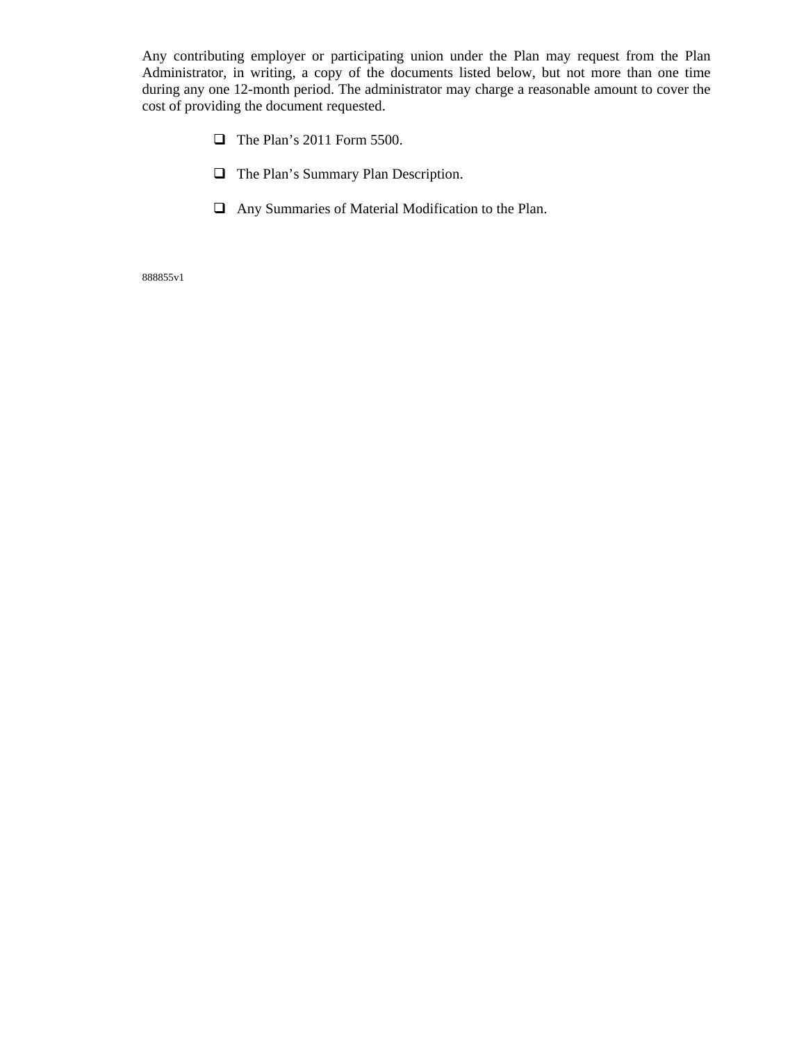Any contributing employer or participating union under the Plan may request from the Plan Administrator, in writing, a copy of the documents listed below, but not more than one time during any one 12-month period. The administrator may charge a reasonable amount to cover the cost of providing the document requested.

- The Plan's 2011 Form 5500.
- The Plan's Summary Plan Description.
- Any Summaries of Material Modification to the Plan.

888855v1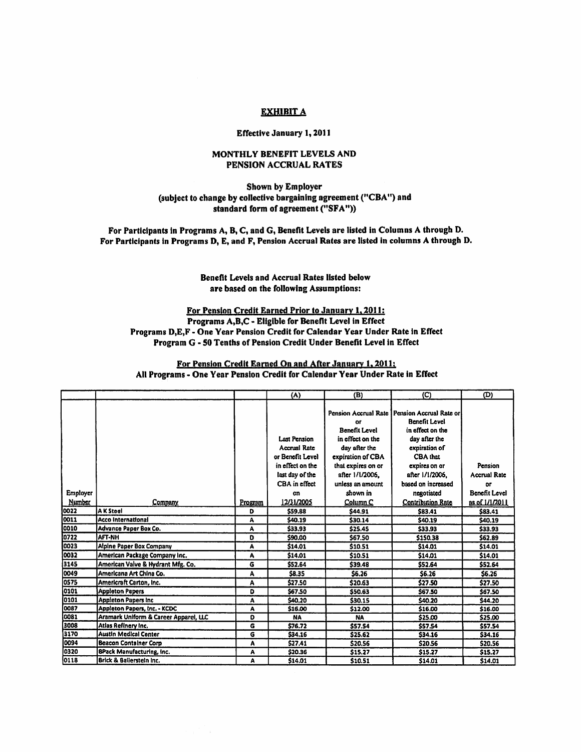# EXHIBIT A

**Effective January 1, 2011**

**MONTHLY BENEFIT LEVELS AND PENSION ACCRUAL RATES**

**Shown by Employer (subject to change by collective bargaining agreement ("CBA") and standard form of agreement ("SFA"))**

**For Participants in Programs A, B, C, and G, Benefit Levels are listed in Columns A through D.**
**For Participants in Programs D, E, and F, Pension Accrual Rates are listed in columns A through D.**

**Benefit Levels and Accrual Rates listed below are based on the following Assumptions:**

**For Pension Credit Earned Prior to January 1, 2011:**
**Programs A,B,C - Eligible for Benefit Level in Effect**
**Programs D,E,F - One Year Pension Credit for Calendar Year Under Rate in Effect**
**Program G - 50 Tenths of Pension Credit Under Benefit Level in Effect**

**For Pension Credit Earned On and After January 1, 2011:**
**All Programs - One Year Pension Credit for Calendar Year Under Rate in Effect**

| | | | (A) | (B) | (C) | (D) |
|---|---|---|---|---|---|---|
| Employer Number | Company | Program | Last Pension Accrual Rate or Benefit Level in effect on the last day of the CBA in effect on 12/31/2005 | Pension Accrual Rate or Benefit Level in effect on the day after the expiration of CBA that expires on or after 1/1/2006, unless an amount shown in Column C | Pension Accrual Rate or Benefit Level in effect on the day after the expiration of CBA that expires on or after 1/1/2006, based on increased negotiated Contribution Rate | Pension Accrual Rate or Benefit Level as of 1/1/2011 |
| 0022 | A K Steel | D | $59.88 | $44.91 | $83.41 | $83.41 |
| 0011 | Acco International | A | $40.19 | $30.14 | $40.19 | $40.19 |
| 0010 | Advance Paper Box Co. | A | $33.93 | $25.45 | $33.93 | $33.93 |
| 0722 | AFT-NH | D | $90.00 | $67.50 | $150.38 | $62.89 |
| 0023 | Alpine Paper Box Company | A | $14.01 | $10.51 | $14.01 | $14.01 |
| 0032 | American Package Company Inc. | A | $14.01 | $10.51 | $14.01 | $14.01 |
| 3145 | American Valve & Hydrant Mfg. Co. | G | $52.64 | $39.48 | $52.64 | $52.64 |
| 0049 | Americana Art China Co. | A | $8.35 | $6.26 | $6.26 | $6.26 |
| 0575 | Americraft Carton, Inc. | A | $27.50 | $20.63 | $27.50 | $27.50 |
| 0101 | Appleton Papers | D | $67.50 | $50.63 | $67.50 | $67.50 |
| 0101 | Appleton Papers Inc | A | $40.20 | $30.15 | $40.20 | $44.20 |
| 0087 | Appleton Papers, Inc. - KCDC | A | $16.00 | $12.00 | $16.00 | $16.00 |
| 0081 | Aramark Uniform & Career Apparel, LLC | D | NA | NA | $25.00 | $25.00 |
| 3008 | Atlas Refinery Inc. | G | $76.72 | $57.54 | $57.54 | $57.54 |
| 3170 | Austin Medical Center | G | $34.16 | $25.62 | $34.16 | $34.16 |
| 0094 | Beacon Container Corp | A | $27.41 | $20.56 | $20.56 | $20.56 |
| 0320 | BPack Manufacturing, Inc. | A | $20.36 | $15.27 | $15.27 | $15.27 |
| 0118 | Brick & Ballerstein Inc. | A | $14.01 | $10.51 | $14.01 | $14.01 |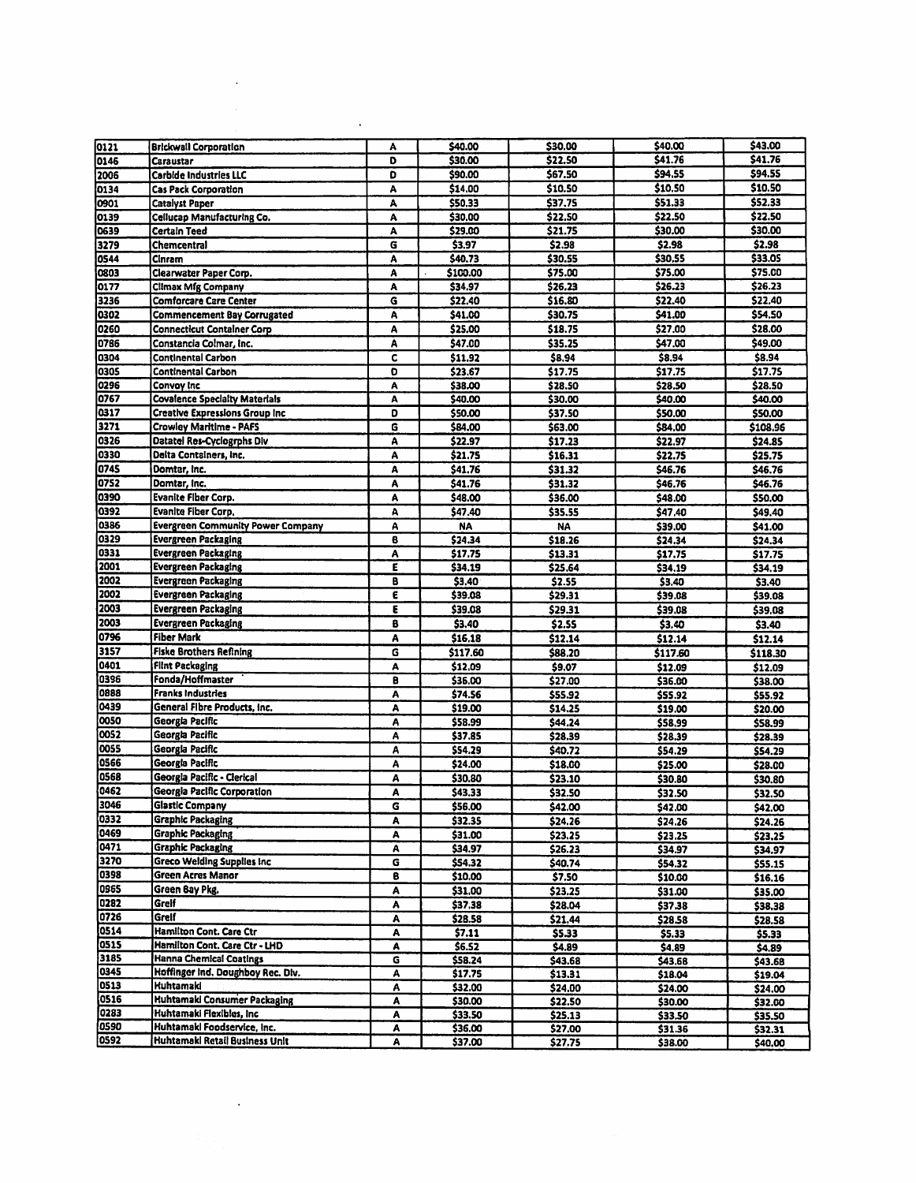| 0121 | Brickwall Corporation | A | $40.00 | $30.00 | $40.00 | $43.00 |
|---|---|---|---|---|---|---|
| 0146 | Caraustar | D | $30.00 | $22.50 | $41.76 | $41.76 |
| 2006 | Carbide Industries LLC | D | $90.00 | $67.50 | $94.55 | $94.55 |
| 0134 | Cas Pack Corporation | A | $14.00 | $10.50 | $10.50 | $10.50 |
| 0901 | Catalyst Paper | A | $50.33 | $37.75 | $51.33 | $52.33 |
| 0139 | Cellucap Manufacturing Co. | A | $30.00 | $22.50 | $22.50 | $22.50 |
| 0639 | Certain Teed | A | $29.00 | $21.75 | $30.00 | $30.00 |
| 3279 | Chemcentral | G | $3.97 | $2.98 | $2.98 | $2.98 |
| 0544 | Cinram | A | $40.73 | $30.55 | $30.55 | $33.05 |
| 0803 | Clearwater Paper Corp. | A | $100.00 | $75.00 | $75.00 | $75.00 |
| 0177 | Climax Mfg Company | A | $34.97 | $26.23 | $26.23 | $26.23 |
| 3236 | Comforcare Care Center | G | $22.40 | $16.80 | $22.40 | $22.40 |
| 0302 | Commencement Bay Corrugated | A | $41.00 | $30.75 | $41.00 | $54.50 |
| 0260 | Connecticut Container Corp | A | $25.00 | $18.75 | $27.00 | $28.00 |
| 0786 | Constancia Colmar, Inc. | A | $47.00 | $35.25 | $47.00 | $49.00 |
| 0304 | Continental Carbon | C | $11.92 | $8.94 | $8.94 | $8.94 |
| 0305 | Continental Carbon | D | $23.67 | $17.75 | $17.75 | $17.75 |
| 0296 | Convoy Inc | A | $38.00 | $28.50 | $28.50 | $28.50 |
| 0767 | Covalence Specialty Materials | A | $40.00 | $30.00 | $40.00 | $40.00 |
| 0317 | Creative Expressions Group Inc | D | $50.00 | $37.50 | $50.00 | $50.00 |
| 3271 | Crowley Maritime - PAFS | G | $84.00 | $63.00 | $84.00 | $108.96 |
| 0326 | Datatel Res-Cyclogrphs Div | A | $22.97 | $17.23 | $22.97 | $24.85 |
| 0330 | Delta Containers, Inc. | A | $21.75 | $16.31 | $22.75 | $25.75 |
| 0745 | Domtar, Inc. | A | $41.76 | $31.32 | $46.76 | $46.76 |
| 0752 | Domtar, Inc. | A | $41.76 | $31.32 | $46.76 | $46.76 |
| 0390 | Evanite Fiber Corp. | A | $48.00 | $36.00 | $48.00 | $50.00 |
| 0392 | Evanite Fiber Corp. | A | $47.40 | $35.55 | $47.40 | $49.40 |
| 0386 | Evergreen Community Power Company | A | NA | NA | $39.00 | $41.00 |
| 0329 | Evergreen Packaging | B | $24.34 | $18.26 | $24.34 | $24.34 |
| 0331 | Evergreen Packaging | A | $17.75 | $13.31 | $17.75 | $17.75 |
| 2001 | Evergreen Packaging | E | $34.19 | $25.64 | $34.19 | $34.19 |
| 2002 | Evergreen Packaging | B | $3.40 | $2.55 | $3.40 | $3.40 |
| 2002 | Evergreen Packaging | E | $39.08 | $29.31 | $39.08 | $39.08 |
| 2003 | Evergreen Packaging | E | $39.08 | $29.31 | $39.08 | $39.08 |
| 2003 | Evergreen Packaging | B | $3.40 | $2.55 | $3.40 | $3.40 |
| 0796 | Fiber Mark | A | $16.18 | $12.14 | $12.14 | $12.14 |
| 3157 | Fiske Brothers Refining | G | $117.60 | $88.20 | $117.60 | $118.30 |
| 0401 | Flint Packaging | A | $12.09 | $9.07 | $12.09 | $12.09 |
| 0396 | Fonda/Hoffmaster | B | $36.00 | $27.00 | $36.00 | $38.00 |
| 0888 | Franks Industries | A | $74.56 | $55.92 | $55.92 | $55.92 |
| 0439 | General Fibre Products, Inc. | A | $19.00 | $14.25 | $19.00 | $20.00 |
| 0050 | Georgia Pacific | A | $58.99 | $44.24 | $58.99 | $58.99 |
| 0052 | Georgia Pacific | A | $37.85 | $28.39 | $28.39 | $28.39 |
| 0055 | Georgia Pacific | A | $54.29 | $40.72 | $54.29 | $54.29 |
| 0566 | Georgia Pacific | A | $24.00 | $18.00 | $25.00 | $28.00 |
| 0568 | Georgia Pacific - Clerical | A | $30.80 | $23.10 | $30.80 | $30.80 |
| 0462 | Georgia Pacific Corporation | A | $43.33 | $32.50 | $32.50 | $32.50 |
| 3046 | Glastic Company | G | $56.00 | $42.00 | $42.00 | $42.00 |
| 0332 | Graphic Packaging | A | $32.35 | $24.26 | $24.26 | $24.26 |
| 0469 | Graphic Packaging | A | $31.00 | $23.25 | $23.25 | $23.25 |
| 0471 | Graphic Packaging | A | $34.97 | $26.23 | $34.97 | $34.97 |
| 3270 | Greco Welding Supplies Inc | G | $54.32 | $40.74 | $54.32 | $55.15 |
| 0398 | Green Acres Manor | B | $10.00 | $7.50 | $10.00 | $16.16 |
| 0965 | Green Bay Pkg. | A | $31.00 | $23.25 | $31.00 | $35.00 |
| 0282 | Greif | A | $37.38 | $28.04 | $37.38 | $38.38 |
| 0726 | Greif | A | $28.58 | $21.44 | $28.58 | $28.58 |
| 0514 | Hamilton Cont. Care Ctr | A | $7.11 | $5.33 | $5.33 | $5.33 |
| 0515 | Hamilton Cont. Care Ctr - LHD | A | $6.52 | $4.89 | $4.89 | $4.89 |
| 3185 | Hanna Chemical Coatings | G | $58.24 | $43.68 | $43.68 | $43.68 |
| 0345 | Hoffinger Ind. Doughboy Rec. Div. | A | $17.75 | $13.31 | $18.04 | $19.04 |
| 0513 | Huhtamaki | A | $32.00 | $24.00 | $24.00 | $24.00 |
| 0516 | Huhtamaki Consumer Packaging | A | $30.00 | $22.50 | $30.00 | $32.00 |
| 0283 | Huhtamaki Flexibles, Inc | A | $33.50 | $25.13 | $33.50 | $35.50 |
| 0590 | Huhtamaki Foodservice, Inc. | A | $36.00 | $27.00 | $31.36 | $32.31 |
| 0592 | Huhtamaki Retail Business Unit | A | $37.00 | $27.75 | $38.00 | $40.00 |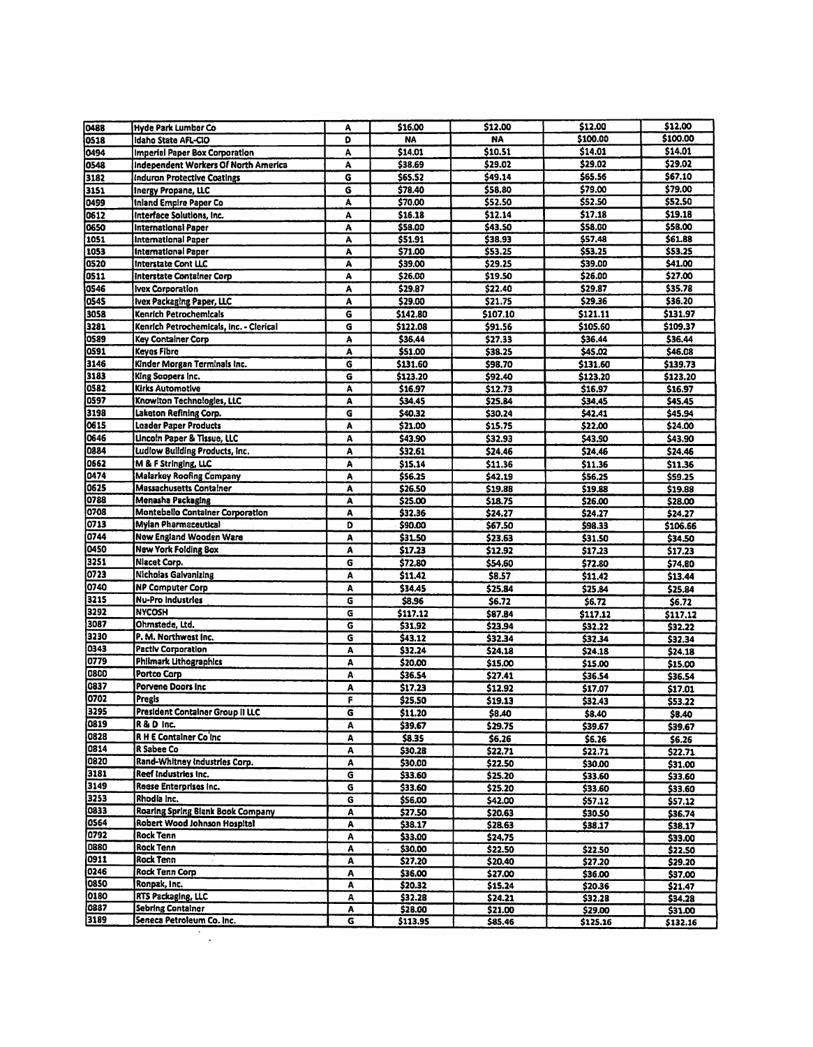| | | | | | | |
|---|---|---|---|---|---|---|
| 0488 | Hyde Park Lumber Co | A | $16.00 | $12.00 | $12.00 | $12.00 |
| 0518 | Idaho State AFL-CIO | D | NA | NA | $100.00 | $100.00 |
| 0494 | Imperial Paper Box Corporation | A | $14.01 | $10.51 | $14.01 | $14.01 |
| 0548 | Independent Workers Of North America | A | $38.69 | $29.02 | $29.02 | $29.02 |
| 3182 | Induron Protective Coatings | G | $65.52 | $49.14 | $65.56 | $67.10 |
| 3151 | Inergy Propane, LLC | G | $78.40 | $58.80 | $79.00 | $79.00 |
| 0499 | Inland Empire Paper Co | A | $70.00 | $52.50 | $52.50 | $52.50 |
| 0612 | Interface Solutions, Inc. | A | $16.18 | $12.14 | $17.18 | $19.18 |
| 0650 | International Paper | A | $58.00 | $43.50 | $58.00 | $58.00 |
| 1051 | International Paper | A | $51.91 | $38.93 | $57.48 | $61.88 |
| 1053 | International Paper | A | $71.00 | $53.25 | $53.25 | $53.25 |
| 0520 | Interstate Cont LLC | A | $39.00 | $29.25 | $39.00 | $41.00 |
| 0511 | Interstate Container Corp | A | $26.00 | $19.50 | $26.00 | $27.00 |
| 0546 | Ivex Corporation | A | $29.87 | $22.40 | $29.87 | $35.78 |
| 0545 | Ivex Packaging Paper, LLC | A | $29.00 | $21.75 | $29.36 | $36.20 |
| 3058 | Kenrich Petrochemicals | G | $142.80 | $107.10 | $121.11 | $131.97 |
| 3281 | Kenrich Petrochemicals, Inc. - Clerical | G | $122.08 | $91.56 | $105.60 | $109.37 |
| 0589 | Key Container Corp | A | $36.44 | $27.33 | $36.44 | $36.44 |
| 0591 | Keyes Fibre | A | $51.00 | $38.25 | $45.02 | $46.08 |
| 3146 | Kinder Morgan Terminals Inc. | G | $131.60 | $98.70 | $131.60 | $139.73 |
| 3183 | King Soopers Inc. | G | $123.20 | $92.40 | $123.20 | $123.20 |
| 0582 | Kirks Automotive | A | $16.97 | $12.73 | $16.97 | $16.97 |
| 0597 | Knowlton Technologies, LLC | A | $34.45 | $25.84 | $34.45 | $45.45 |
| 3198 | Laketon Refining Corp. | G | $40.32 | $30.24 | $42.41 | $45.94 |
| 0615 | Leader Paper Products | A | $21.00 | $15.75 | $22.00 | $24.00 |
| 0646 | Lincoln Paper & Tissue, LLC | A | $43.90 | $32.93 | $43.90 | $43.90 |
| 0884 | Ludlow Building Products, Inc. | A | $32.61 | $24.46 | $24.46 | $24.46 |
| 0662 | M & F Stringing, LLC | A | $15.14 | $11.36 | $11.36 | $11.36 |
| 0474 | Malarkey Roofing Company | A | $56.25 | $42.19 | $56.25 | $59.25 |
| 0625 | Massachusetts Container | A | $26.50 | $19.88 | $19.88 | $19.88 |
| 0788 | Menasha Packaging | A | $25.00 | $18.75 | $26.00 | $28.00 |
| 0708 | Montebello Container Corporation | A | $32.36 | $24.27 | $24.27 | $24.27 |
| 0713 | Mylan Pharmaceutical | D | $90.00 | $67.50 | $98.33 | $106.66 |
| 0744 | New England Wooden Ware | A | $31.50 | $23.63 | $31.50 | $34.50 |
| 0450 | New York Folding Box | A | $17.23 | $12.92 | $17.23 | $17.23 |
| 3251 | Niacet Corp. | G | $72.80 | $54.60 | $72.80 | $74.80 |
| 0723 | Nicholas Galvanizing | A | $11.42 | $8.57 | $11.42 | $13.44 |
| 0740 | NP Computer Corp | A | $34.45 | $25.84 | $25.84 | $25.84 |
| 3215 | Nu-Pro Industries | G | $8.96 | $6.72 | $6.72 | $6.72 |
| 3292 | NYCOSH | G | $117.12 | $87.84 | $117.12 | $117.12 |
| 3087 | Ohmstede, Ltd. | G | $31.92 | $23.94 | $32.22 | $32.22 |
| 3230 | P. M. Northwest Inc. | G | $43.12 | $32.34 | $32.34 | $32.34 |
| 0343 | Pactiv Corporation | A | $32.24 | $24.18 | $24.18 | $24.18 |
| 0779 | Philmark Lithographics | A | $20.00 | $15.00 | $15.00 | $15.00 |
| 0800 | Portco Corp | A | $36.54 | $27.41 | $36.54 | $36.54 |
| 0837 | Porvene Doors Inc | A | $17.23 | $12.92 | $17.07 | $17.01 |
| 0702 | Pregis | F | $25.50 | $19.13 | $32.43 | $53.22 |
| 3295 | President Container Group II LLC | G | $11.20 | $8.40 | $8.40 | $8.40 |
| 0819 | R & D Inc. | A | $39.67 | $29.75 | $39.67 | $39.67 |
| 0828 | R H E Container Co Inc | A | $8.35 | $6.26 | $6.26 | $6.26 |
| 0814 | R Sabee Co | A | $30.28 | $22.71 | $22.71 | $22.71 |
| 0820 | Rand-Whitney Industries Corp. | A | $30.00 | $22.50 | $30.00 | $31.00 |
| 3181 | Reef Industries Inc. | G | $33.60 | $25.20 | $33.60 | $33.60 |
| 3149 | Reese Enterprises Inc. | G | $33.60 | $25.20 | $33.60 | $33.60 |
| 3253 | Rhodia Inc. | G | $56.00 | $42.00 | $57.12 | $57.12 |
| 0833 | Roaring Spring Blank Book Company | A | $27.50 | $20.63 | $30.50 | $36.74 |
| 0564 | Robert Wood Johnson Hospital | A | $38.17 | $28.63 | $38.17 | $38.17 |
| 0792 | Rock Tenn | A | $33.00 | $24.75 | | $33.00 |
| 0880 | Rock Tenn | A | $30.00 | $22.50 | $22.50 | $22.50 |
| 0911 | Rock Tenn | A | $27.20 | $20.40 | $27.20 | $29.20 |
| 0246 | Rock Tenn Corp | A | $36.00 | $27.00 | $36.00 | $37.00 |
| 0850 | Ronpak, Inc. | A | $20.32 | $15.24 | $20.36 | $21.47 |
| 0180 | RTS Packaging, LLC | A | $32.28 | $24.21 | $32.28 | $34.28 |
| 0887 | Sebring Container | A | $28.00 | $21.00 | $29.00 | $31.00 |
| 3189 | Seneca Petroleum Co. Inc. | G | $113.95 | $85.46 | $125.16 | $132.16 |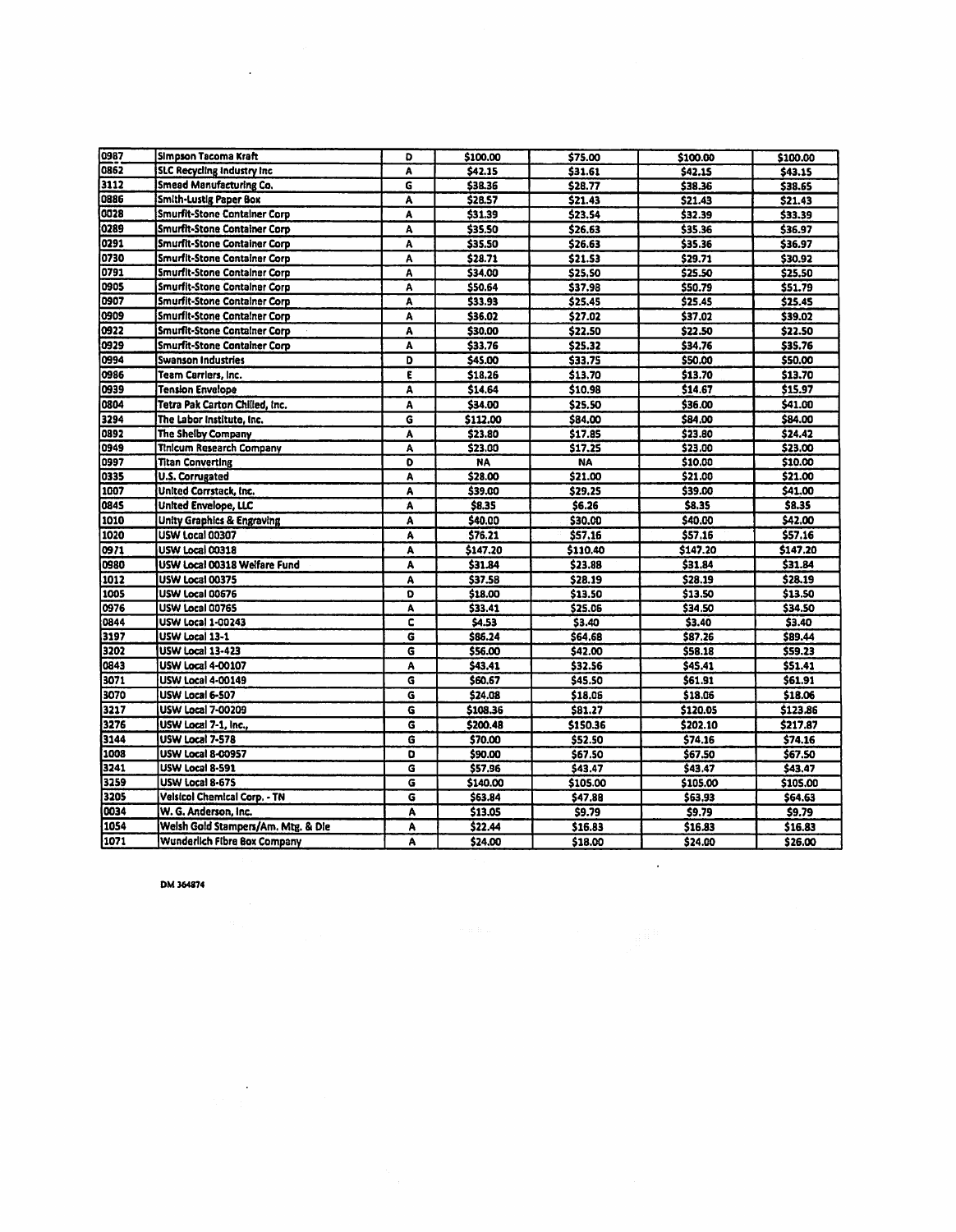| | | | | | | |
|---|---|---|---|---|---|---|
| 0987 | Simpson Tacoma Kraft | D | $100.00 | $75.00 | $100.00 | $100.00 |
| 0862 | SLC Recycling Industry Inc | A | $42.15 | $31.61 | $42.15 | $43.15 |
| 3112 | Smead Manufacturing Co. | G | $38.36 | $28.77 | $38.36 | $38.65 |
| 0886 | Smith-Lustig Paper Box | A | $28.57 | $21.43 | $21.43 | $21.43 |
| 0028 | Smurfit-Stone Container Corp | A | $31.39 | $23.54 | $32.39 | $33.39 |
| 0289 | Smurfit-Stone Container Corp | A | $35.50 | $26.63 | $35.36 | $36.97 |
| 0291 | Smurfit-Stone Container Corp | A | $35.50 | $26.63 | $35.36 | $36.97 |
| 0730 | Smurfit-Stone Container Corp | A | $28.71 | $21.53 | $29.71 | $30.92 |
| 0791 | Smurfit-Stone Container Corp | A | $34.00 | $25.50 | $25.50 | $25.50 |
| 0905 | Smurfit-Stone Container Corp | A | $50.64 | $37.98 | $50.79 | $51.79 |
| 0907 | Smurfit-Stone Container Corp | A | $33.93 | $25.45 | $25.45 | $25.45 |
| 0909 | Smurfit-Stone Container Corp | A | $36.02 | $27.02 | $37.02 | $39.02 |
| 0922 | Smurfit-Stone Container Corp | A | $30.00 | $22.50 | $22.50 | $22.50 |
| 0929 | Smurfit-Stone Container Corp | A | $33.76 | $25.32 | $34.76 | $35.76 |
| 0994 | Swanson Industries | D | $45.00 | $33.75 | $50.00 | $50.00 |
| 0986 | Team Carriers, Inc. | E | $18.26 | $13.70 | $13.70 | $13.70 |
| 0939 | Tension Envelope | A | $14.64 | $10.98 | $14.67 | $15.97 |
| 0804 | Tetra Pak Carton Chilled, Inc. | A | $34.00 | $25.50 | $36.00 | $41.00 |
| 3294 | The Labor Institute, Inc. | G | $112.00 | $84.00 | $84.00 | $84.00 |
| 0892 | The Shelby Company | A | $23.80 | $17.85 | $23.80 | $24.42 |
| 0949 | Tinicum Research Company | A | $23.00 | $17.25 | $23.00 | $23.00 |
| 0997 | Titan Converting | D | NA | NA | $10.00 | $10.00 |
| 0335 | U.S. Corrugated | A | $28.00 | $21.00 | $21.00 | $21.00 |
| 1007 | United Corrstack, Inc. | A | $39.00 | $29.25 | $39.00 | $41.00 |
| 0845 | United Envelope, LLC | A | $8.35 | $6.26 | $8.35 | $8.35 |
| 1010 | Unity Graphics & Engraving | A | $40.00 | $30.00 | $40.00 | $42.00 |
| 1020 | USW Local 00307 | A | $76.21 | $57.16 | $57.16 | $57.16 |
| 0971 | USW Local 00318 | A | $147.20 | $110.40 | $147.20 | $147.20 |
| 0980 | USW Local 00318 Welfare Fund | A | $31.84 | $23.88 | $31.84 | $31.84 |
| 1012 | USW Local 00375 | A | $37.58 | $28.19 | $28.19 | $28.19 |
| 1005 | USW Local 00676 | D | $18.00 | $13.50 | $13.50 | $13.50 |
| 0976 | USW Local 00765 | A | $33.41 | $25.06 | $34.50 | $34.50 |
| 0844 | USW Local 1-00243 | C | $4.53 | $3.40 | $3.40 | $3.40 |
| 3197 | USW Local 13-1 | G | $86.24 | $64.68 | $87.26 | $89.44 |
| 3202 | USW Local 13-423 | G | $56.00 | $42.00 | $58.18 | $59.23 |
| 0843 | USW Local 4-00107 | A | $43.41 | $32.56 | $45.41 | $51.41 |
| 3071 | USW Local 4-00149 | G | $60.67 | $45.50 | $61.91 | $61.91 |
| 3070 | USW Local 6-507 | G | $24.08 | $18.06 | $18.06 | $18.06 |
| 3217 | USW Local 7-00209 | G | $108.36 | $81.27 | $120.05 | $123.86 |
| 3276 | USW Local 7-1, Inc., | G | $200.48 | $150.36 | $202.10 | $217.87 |
| 3144 | USW Local 7-578 | G | $70.00 | $52.50 | $74.16 | $74.16 |
| 1008 | USW Local 8-00957 | D | $90.00 | $67.50 | $67.50 | $67.50 |
| 3241 | USW Local 8-591 | G | $57.96 | $43.47 | $43.47 | $43.47 |
| 3259 | USW Local 8-675 | G | $140.00 | $105.00 | $105.00 | $105.00 |
| 3205 | Velsicol Chemical Corp. - TN | G | $63.84 | $47.88 | $63.93 | $64.63 |
| 0034 | W. G. Anderson, Inc. | A | $13.05 | $9.79 | $9.79 | $9.79 |
| 1054 | Welsh Gold Stampers/Am. Mtg. & Die | A | $22.44 | $16.83 | $16.83 | $16.83 |
| 1071 | Wunderlich Fibre Box Company | A | $24.00 | $18.00 | $24.00 | $26.00 |

DM 364874